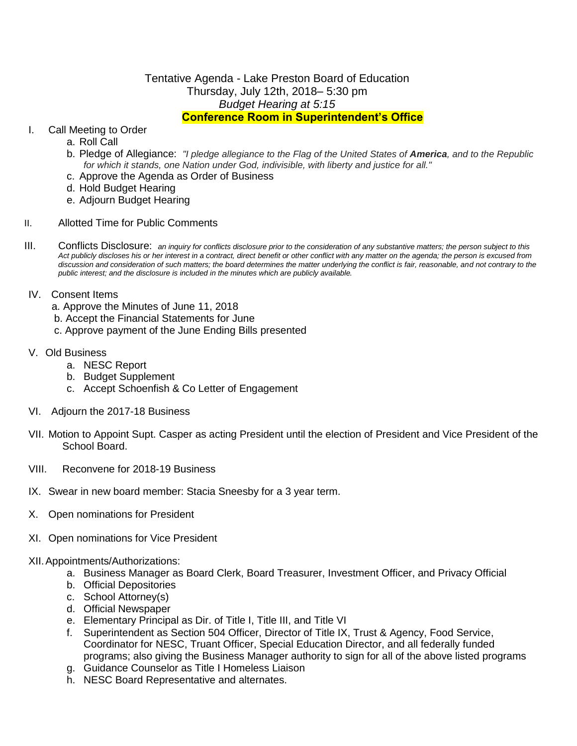# Tentative Agenda - Lake Preston Board of Education

Thursday, July 12th, 2018– 5:30 pm

*Budget Hearing at 5:15*

**Conference Room in Superintendent's Office**

I. Call Meeting to Order
   a. Roll Call
   b. Pledge of Allegiance: *"I pledge allegiance to the Flag of the United States of **America**, and to the Republic for which it stands, one Nation under God, indivisible, with liberty and justice for all."*
   c. Approve the Agenda as Order of Business
   d. Hold Budget Hearing
   e. Adjourn Budget Hearing

II. Allotted Time for Public Comments

III. Conflicts Disclosure: *an inquiry for conflicts disclosure prior to the consideration of any substantive matters; the person subject to this Act publicly discloses his or her interest in a contract, direct benefit or other conflict with any matter on the agenda; the person is excused from discussion and consideration of such matters; the board determines the matter underlying the conflict is fair, reasonable, and not contrary to the public interest; and the disclosure is included in the minutes which are publicly available.*

IV. Consent Items
   a. Approve the Minutes of June 11, 2018
   b. Accept the Financial Statements for June
   c. Approve payment of the June Ending Bills presented

V. Old Business
   a. NESC Report
   b. Budget Supplement
   c. Accept Schoenfish & Co Letter of Engagement

VI. Adjourn the 2017-18 Business

VII. Motion to Appoint Supt. Casper as acting President until the election of President and Vice President of the School Board.

VIII. Reconvene for 2018-19 Business

IX. Swear in new board member: Stacia Sneesby for a 3 year term.

X. Open nominations for President

XI. Open nominations for Vice President

XII. Appointments/Authorizations:
   a. Business Manager as Board Clerk, Board Treasurer, Investment Officer, and Privacy Official
   b. Official Depositories
   c. School Attorney(s)
   d. Official Newspaper
   e. Elementary Principal as Dir. of Title I, Title III, and Title VI
   f. Superintendent as Section 504 Officer, Director of Title IX, Trust & Agency, Food Service, Coordinator for NESC, Truant Officer, Special Education Director, and all federally funded programs; also giving the Business Manager authority to sign for all of the above listed programs
   g. Guidance Counselor as Title I Homeless Liaison
   h. NESC Board Representative and alternates.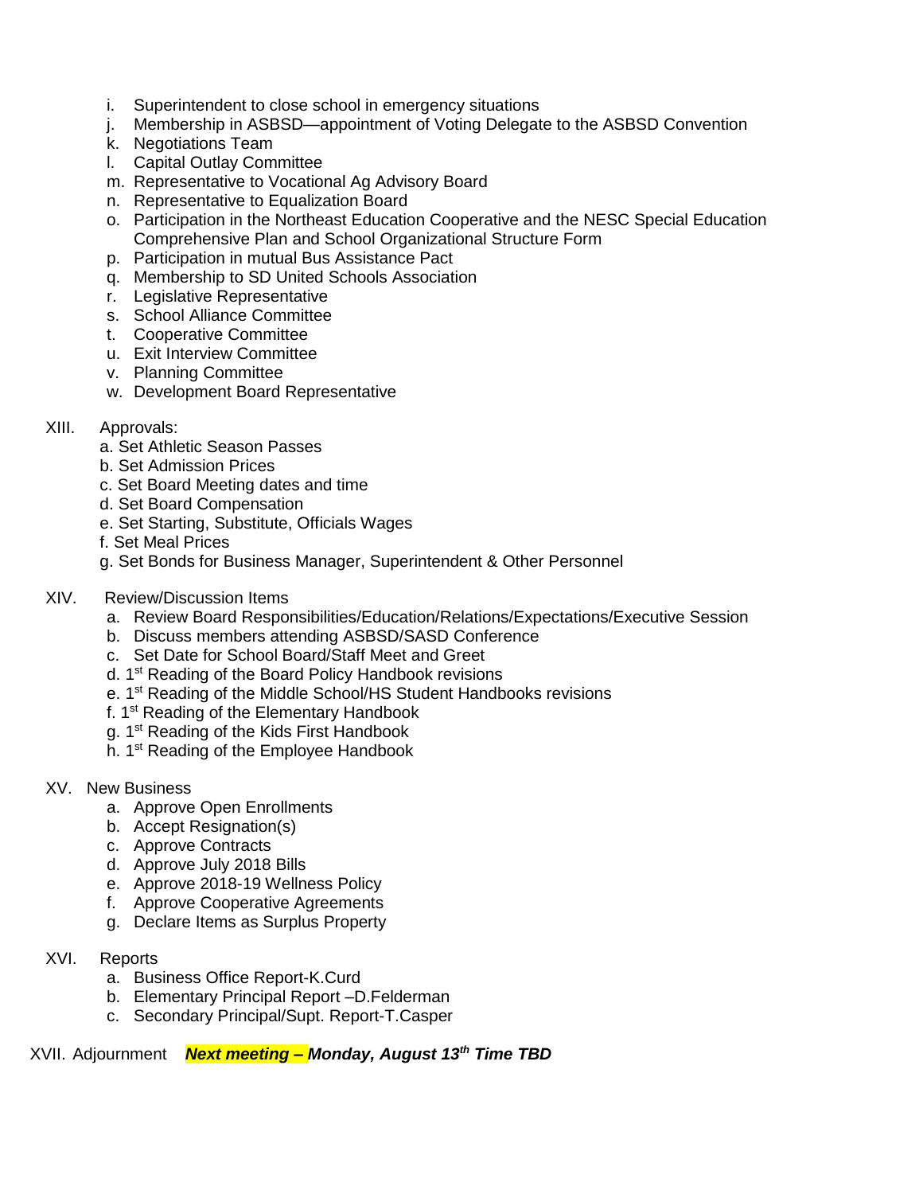i. Superintendent to close school in emergency situations
j. Membership in ASBSD—appointment of Voting Delegate to the ASBSD Convention
k. Negotiations Team
l. Capital Outlay Committee
m. Representative to Vocational Ag Advisory Board
n. Representative to Equalization Board
o. Participation in the Northeast Education Cooperative and the NESC Special Education Comprehensive Plan and School Organizational Structure Form
p. Participation in mutual Bus Assistance Pact
q. Membership to SD United Schools Association
r. Legislative Representative
s. School Alliance Committee
t. Cooperative Committee
u. Exit Interview Committee
v. Planning Committee
w. Development Board Representative

XIII. Approvals:

a. Set Athletic Season Passes
b. Set Admission Prices
c. Set Board Meeting dates and time
d. Set Board Compensation
e. Set Starting, Substitute, Officials Wages
f. Set Meal Prices
g. Set Bonds for Business Manager, Superintendent & Other Personnel

XIV. Review/Discussion Items

a. Review Board Responsibilities/Education/Relations/Expectations/Executive Session
b. Discuss members attending ASBSD/SASD Conference
c. Set Date for School Board/Staff Meet and Greet
d. 1st Reading of the Board Policy Handbook revisions
e. 1st Reading of the Middle School/HS Student Handbooks revisions
f. 1st Reading of the Elementary Handbook
g. 1st Reading of the Kids First Handbook
h. 1st Reading of the Employee Handbook

XV. New Business

a. Approve Open Enrollments
b. Accept Resignation(s)
c. Approve Contracts
d. Approve July 2018 Bills
e. Approve 2018-19 Wellness Policy
f. Approve Cooperative Agreements
g. Declare Items as Surplus Property

XVI. Reports

a. Business Office Report-K.Curd
b. Elementary Principal Report –D.Felderman
c. Secondary Principal/Supt. Report-T.Casper

XVII. Adjournment ***Next meeting – Monday, August 13th Time TBD***